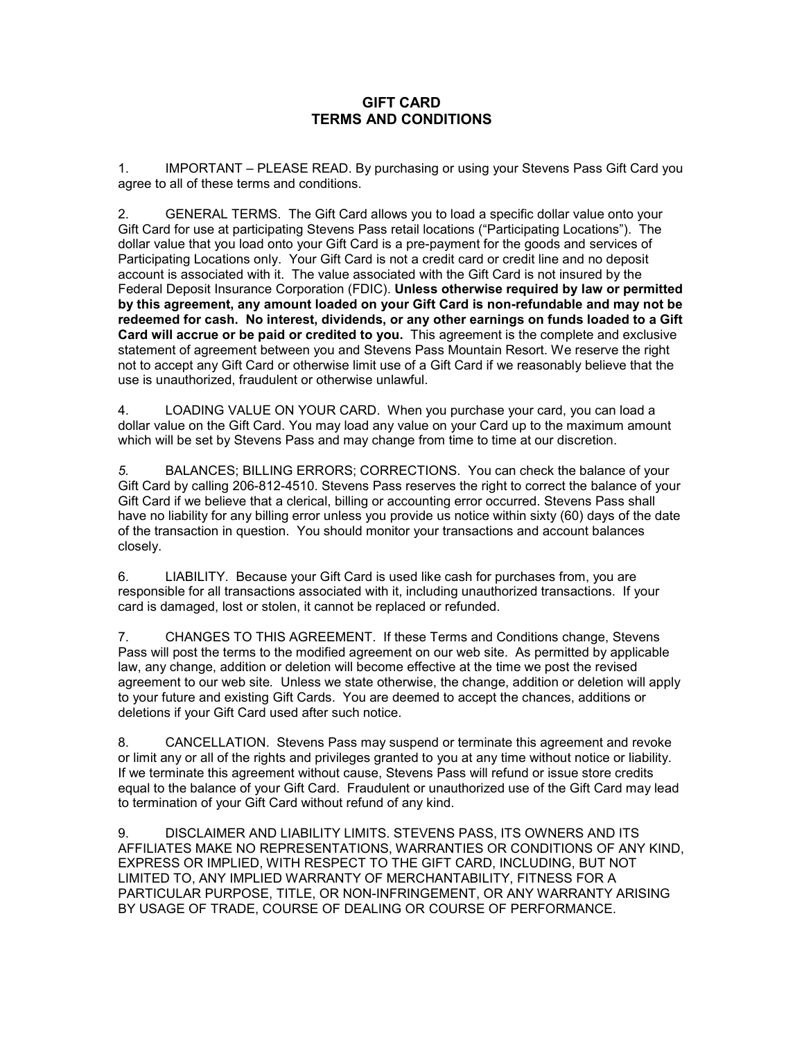# GIFT CARD
# TERMS AND CONDITIONS

1. IMPORTANT – PLEASE READ. By purchasing or using your Stevens Pass Gift Card you agree to all of these terms and conditions.

2. GENERAL TERMS. The Gift Card allows you to load a specific dollar value onto your Gift Card for use at participating Stevens Pass retail locations ("Participating Locations"). The dollar value that you load onto your Gift Card is a pre-payment for the goods and services of Participating Locations only. Your Gift Card is not a credit card or credit line and no deposit account is associated with it. The value associated with the Gift Card is not insured by the Federal Deposit Insurance Corporation (FDIC). **Unless otherwise required by law or permitted by this agreement, any amount loaded on your Gift Card is non-refundable and may not be redeemed for cash. No interest, dividends, or any other earnings on funds loaded to a Gift Card will accrue or be paid or credited to you.** This agreement is the complete and exclusive statement of agreement between you and Stevens Pass Mountain Resort. We reserve the right not to accept any Gift Card or otherwise limit use of a Gift Card if we reasonably believe that the use is unauthorized, fraudulent or otherwise unlawful.

4. LOADING VALUE ON YOUR CARD. When you purchase your card, you can load a dollar value on the Gift Card. You may load any value on your Card up to the maximum amount which will be set by Stevens Pass and may change from time to time at our discretion.

*5.* BALANCES; BILLING ERRORS; CORRECTIONS. You can check the balance of your Gift Card by calling 206-812-4510. Stevens Pass reserves the right to correct the balance of your Gift Card if we believe that a clerical, billing or accounting error occurred. Stevens Pass shall have no liability for any billing error unless you provide us notice within sixty (60) days of the date of the transaction in question. You should monitor your transactions and account balances closely.

6. LIABILITY. Because your Gift Card is used like cash for purchases from, you are responsible for all transactions associated with it, including unauthorized transactions. If your card is damaged, lost or stolen, it cannot be replaced or refunded.

7. CHANGES TO THIS AGREEMENT. If these Terms and Conditions change, Stevens Pass will post the terms to the modified agreement on our web site. As permitted by applicable law, any change, addition or deletion will become effective at the time we post the revised agreement to our web site*.* Unless we state otherwise, the change, addition or deletion will apply to your future and existing Gift Cards. You are deemed to accept the chances, additions or deletions if your Gift Card used after such notice.

8. CANCELLATION. Stevens Pass may suspend or terminate this agreement and revoke or limit any or all of the rights and privileges granted to you at any time without notice or liability. If we terminate this agreement without cause, Stevens Pass will refund or issue store credits equal to the balance of your Gift Card. Fraudulent or unauthorized use of the Gift Card may lead to termination of your Gift Card without refund of any kind.

9. DISCLAIMER AND LIABILITY LIMITS. STEVENS PASS, ITS OWNERS AND ITS AFFILIATES MAKE NO REPRESENTATIONS, WARRANTIES OR CONDITIONS OF ANY KIND, EXPRESS OR IMPLIED, WITH RESPECT TO THE GIFT CARD, INCLUDING, BUT NOT LIMITED TO, ANY IMPLIED WARRANTY OF MERCHANTABILITY, FITNESS FOR A PARTICULAR PURPOSE, TITLE, OR NON-INFRINGEMENT, OR ANY WARRANTY ARISING BY USAGE OF TRADE, COURSE OF DEALING OR COURSE OF PERFORMANCE.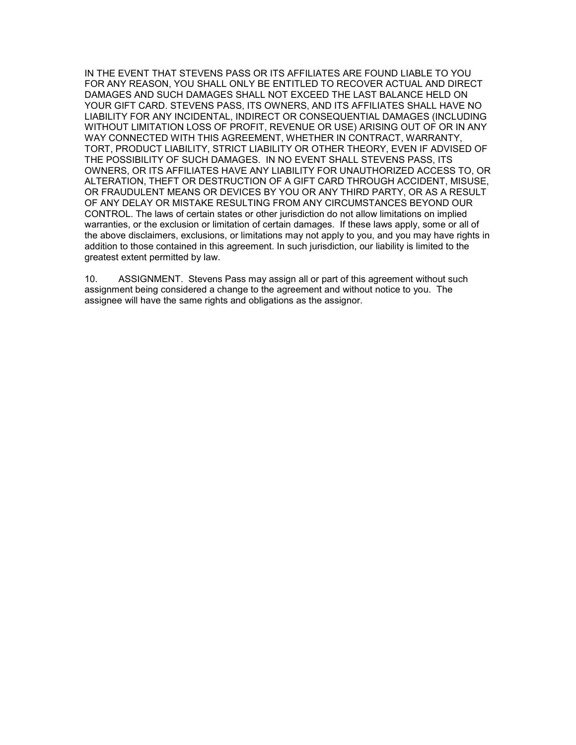IN THE EVENT THAT STEVENS PASS OR ITS AFFILIATES ARE FOUND LIABLE TO YOU FOR ANY REASON, YOU SHALL ONLY BE ENTITLED TO RECOVER ACTUAL AND DIRECT DAMAGES AND SUCH DAMAGES SHALL NOT EXCEED THE LAST BALANCE HELD ON YOUR GIFT CARD. STEVENS PASS, ITS OWNERS, AND ITS AFFILIATES SHALL HAVE NO LIABILITY FOR ANY INCIDENTAL, INDIRECT OR CONSEQUENTIAL DAMAGES (INCLUDING WITHOUT LIMITATION LOSS OF PROFIT, REVENUE OR USE) ARISING OUT OF OR IN ANY WAY CONNECTED WITH THIS AGREEMENT, WHETHER IN CONTRACT, WARRANTY, TORT, PRODUCT LIABILITY, STRICT LIABILITY OR OTHER THEORY, EVEN IF ADVISED OF THE POSSIBILITY OF SUCH DAMAGES. IN NO EVENT SHALL STEVENS PASS, ITS OWNERS, OR ITS AFFILIATES HAVE ANY LIABILITY FOR UNAUTHORIZED ACCESS TO, OR ALTERATION, THEFT OR DESTRUCTION OF A GIFT CARD THROUGH ACCIDENT, MISUSE, OR FRAUDULENT MEANS OR DEVICES BY YOU OR ANY THIRD PARTY, OR AS A RESULT OF ANY DELAY OR MISTAKE RESULTING FROM ANY CIRCUMSTANCES BEYOND OUR CONTROL. The laws of certain states or other jurisdiction do not allow limitations on implied warranties, or the exclusion or limitation of certain damages. If these laws apply, some or all of the above disclaimers, exclusions, or limitations may not apply to you, and you may have rights in addition to those contained in this agreement. In such jurisdiction, our liability is limited to the greatest extent permitted by law.

10. ASSIGNMENT. Stevens Pass may assign all or part of this agreement without such assignment being considered a change to the agreement and without notice to you. The assignee will have the same rights and obligations as the assignor.